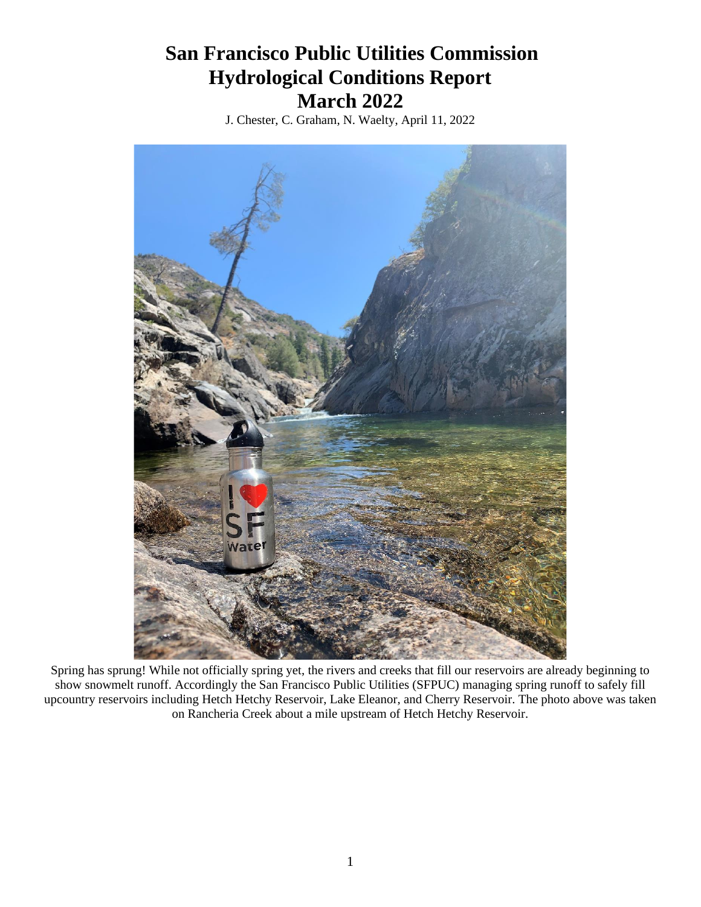# San Francisco Public Utilities Commission Hydrological Conditions Report March 2022

J. Chester, C. Graham, N. Waelty, April 11, 2022

Spring has sprung! While not officially spring yet, the rivers and creeks that fill our reservoirs are already beginning to show snowmelt runoff. Accordingly the San Francisco Public Utilities (SFPUC) managing spring runoff to safely fill upcountry reservoirs including Hetch Hetchy Reservoir, Lake Eleanor, and Cherry Reservoir. The photo above was taken on Rancheria Creek about a mile upstream of Hetch Hetchy Reservoir.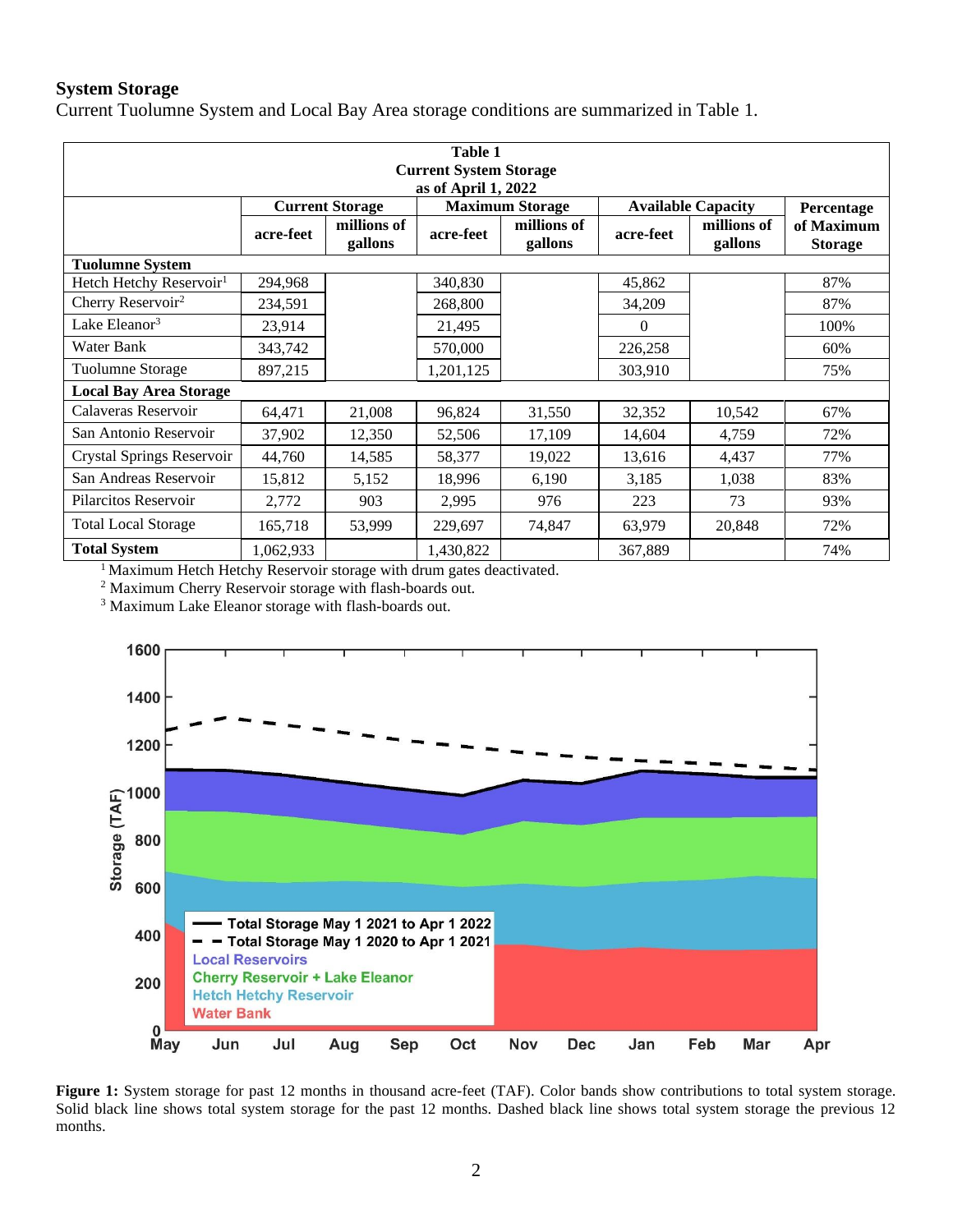## System Storage

Current Tuolumne System and Local Bay Area storage conditions are summarized in Table 1.

**Table 1**
**Current System Storage**
**as of April 1, 2022**

| | Current Storage | | Maximum Storage | | Available Capacity | | Percentage of Maximum Storage |
|---|---|---|---|---|---|---|---|
| | acre-feet | millions of gallons | acre-feet | millions of gallons | acre-feet | millions of gallons | |
| **Tuolumne System** | | | | | | | |
| Hetch Hetchy Reservoir[1] | 294,968 | | 340,830 | | 45,862 | | 87% |
| Cherry Reservoir[2] | 234,591 | | 268,800 | | 34,209 | | 87% |
| Lake Eleanor[3] | 23,914 | | 21,495 | | 0 | | 100% |
| Water Bank | 343,742 | | 570,000 | | 226,258 | | 60% |
| Tuolumne Storage | 897,215 | | 1,201,125 | | 303,910 | | 75% |
| **Local Bay Area Storage** | | | | | | | |
| Calaveras Reservoir | 64,471 | 21,008 | 96,824 | 31,550 | 32,352 | 10,542 | 67% |
| San Antonio Reservoir | 37,902 | 12,350 | 52,506 | 17,109 | 14,604 | 4,759 | 72% |
| Crystal Springs Reservoir | 44,760 | 14,585 | 58,377 | 19,022 | 13,616 | 4,437 | 77% |
| San Andreas Reservoir | 15,812 | 5,152 | 18,996 | 6,190 | 3,185 | 1,038 | 83% |
| Pilarcitos Reservoir | 2,772 | 903 | 2,995 | 976 | 223 | 73 | 93% |
| Total Local Storage | 165,718 | 53,999 | 229,697 | 74,847 | 63,979 | 20,848 | 72% |
| **Total System** | 1,062,933 | | 1,430,822 | | 367,889 | | 74% |

[1] Maximum Hetch Hetchy Reservoir storage with drum gates deactivated.
[2] Maximum Cherry Reservoir storage with flash-boards out.
[3] Maximum Lake Eleanor storage with flash-boards out.

**Figure 1:** System storage for past 12 months in thousand acre-feet (TAF). Color bands show contributions to total system storage. Solid black line shows total system storage for the past 12 months. Dashed black line shows total system storage the previous 12 months.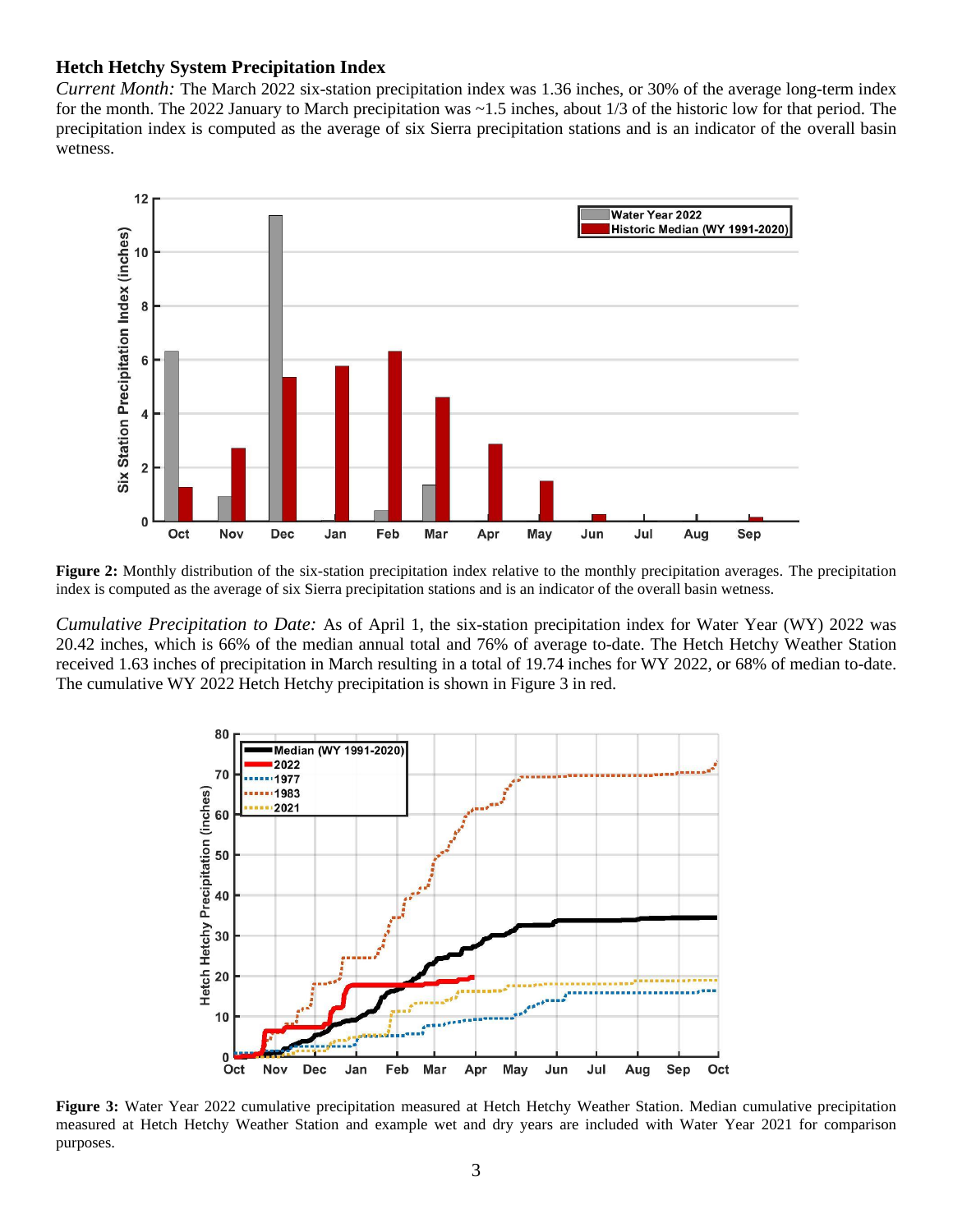### Hetch Hetchy System Precipitation Index

*Current Month:* The March 2022 six-station precipitation index was 1.36 inches, or 30% of the average long-term index for the month. The 2022 January to March precipitation was ~1.5 inches, about 1/3 of the historic low for that period. The precipitation index is computed as the average of six Sierra precipitation stations and is an indicator of the overall basin wetness.

**Figure 2:** Monthly distribution of the six-station precipitation index relative to the monthly precipitation averages. The precipitation index is computed as the average of six Sierra precipitation stations and is an indicator of the overall basin wetness.

*Cumulative Precipitation to Date:* As of April 1, the six-station precipitation index for Water Year (WY) 2022 was 20.42 inches, which is 66% of the median annual total and 76% of average to-date. The Hetch Hetchy Weather Station received 1.63 inches of precipitation in March resulting in a total of 19.74 inches for WY 2022, or 68% of median to-date. The cumulative WY 2022 Hetch Hetchy precipitation is shown in Figure 3 in red.

**Figure 3:** Water Year 2022 cumulative precipitation measured at Hetch Hetchy Weather Station. Median cumulative precipitation measured at Hetch Hetchy Weather Station and example wet and dry years are included with Water Year 2021 for comparison purposes.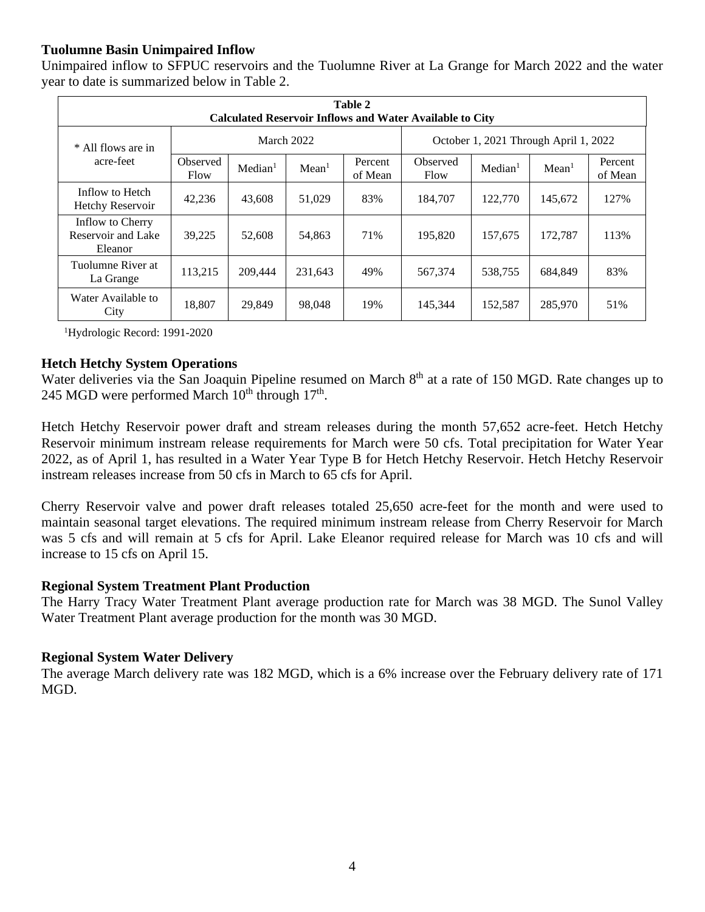### Tuolumne Basin Unimpaired Inflow

Unimpaired inflow to SFPUC reservoirs and the Tuolumne River at La Grange for March 2022 and the water year to date is summarized below in Table 2.

**Table 2**
**Calculated Reservoir Inflows and Water Available to City**

| * All flows are in acre-feet | March 2022 | | | | October 1, 2021 Through April 1, 2022 | | | |
|---|---|---|---|---|---|---|---|---|
| | Observed Flow | Median[1] | Mean[1] | Percent of Mean | Observed Flow | Median[1] | Mean[1] | Percent of Mean |
| Inflow to Hetch Hetchy Reservoir | 42,236 | 43,608 | 51,029 | 83% | 184,707 | 122,770 | 145,672 | 127% |
| Inflow to Cherry Reservoir and Lake Eleanor | 39,225 | 52,608 | 54,863 | 71% | 195,820 | 157,675 | 172,787 | 113% |
| Tuolumne River at La Grange | 113,215 | 209,444 | 231,643 | 49% | 567,374 | 538,755 | 684,849 | 83% |
| Water Available to City | 18,807 | 29,849 | 98,048 | 19% | 145,344 | 152,587 | 285,970 | 51% |

[1]Hydrologic Record: 1991-2020

### Hetch Hetchy System Operations

Water deliveries via the San Joaquin Pipeline resumed on March 8th at a rate of 150 MGD. Rate changes up to 245 MGD were performed March 10th through 17th.

Hetch Hetchy Reservoir power draft and stream releases during the month 57,652 acre-feet. Hetch Hetchy Reservoir minimum instream release requirements for March were 50 cfs. Total precipitation for Water Year 2022, as of April 1, has resulted in a Water Year Type B for Hetch Hetchy Reservoir. Hetch Hetchy Reservoir instream releases increase from 50 cfs in March to 65 cfs for April.

Cherry Reservoir valve and power draft releases totaled 25,650 acre-feet for the month and were used to maintain seasonal target elevations. The required minimum instream release from Cherry Reservoir for March was 5 cfs and will remain at 5 cfs for April. Lake Eleanor required release for March was 10 cfs and will increase to 15 cfs on April 15.

### Regional System Treatment Plant Production

The Harry Tracy Water Treatment Plant average production rate for March was 38 MGD. The Sunol Valley Water Treatment Plant average production for the month was 30 MGD.

### Regional System Water Delivery

The average March delivery rate was 182 MGD, which is a 6% increase over the February delivery rate of 171 MGD.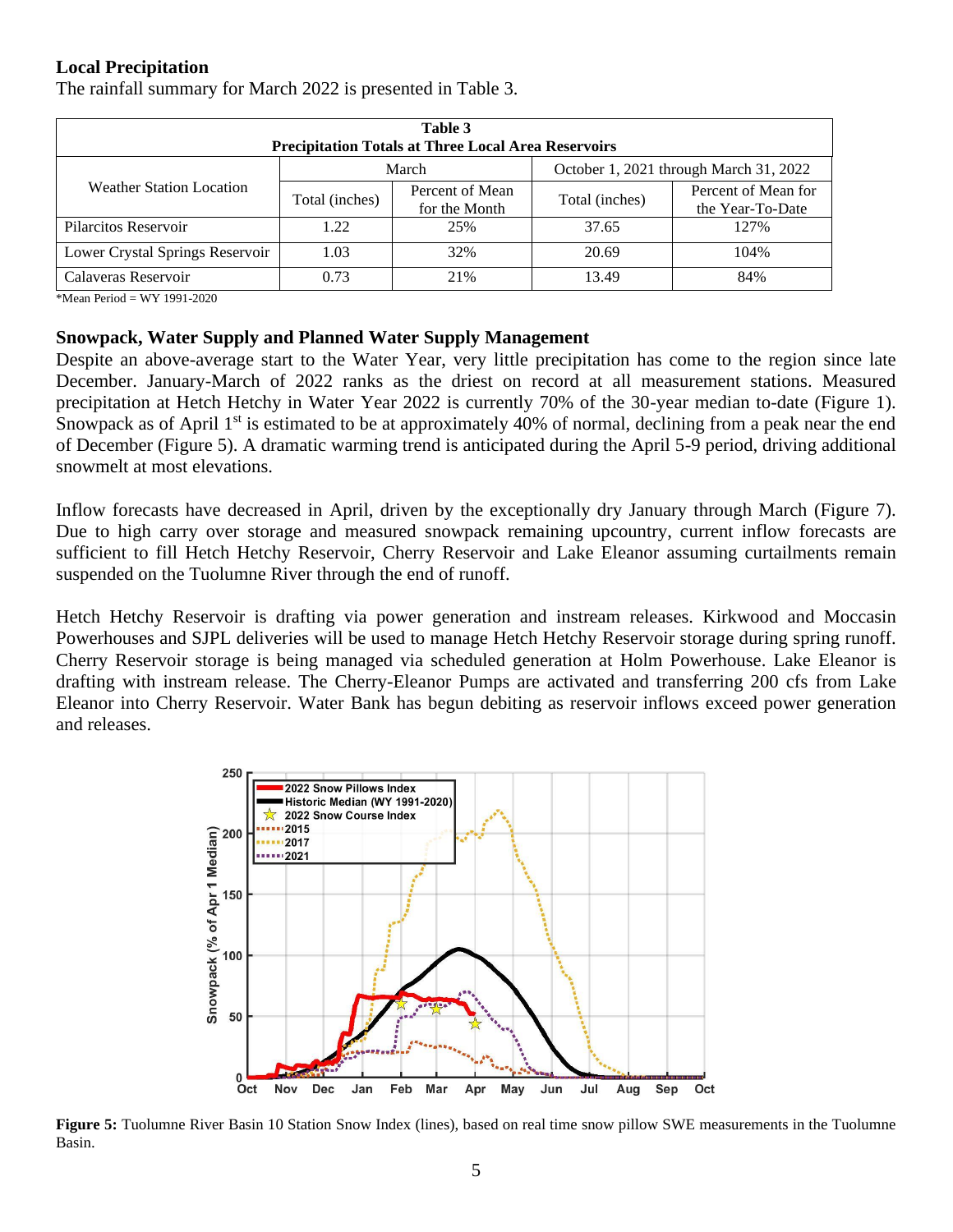### Local Precipitation

The rainfall summary for March 2022 is presented in Table 3.

**Table 3**
**Precipitation Totals at Three Local Area Reservoirs**

| Weather Station Location | March | | October 1, 2021 through March 31, 2022 | |
|---|---|---|---|---|
| | Total (inches) | Percent of Mean for the Month | Total (inches) | Percent of Mean for the Year-To-Date |
| Pilarcitos Reservoir | 1.22 | 25% | 37.65 | 127% |
| Lower Crystal Springs Reservoir | 1.03 | 32% | 20.69 | 104% |
| Calaveras Reservoir | 0.73 | 21% | 13.49 | 84% |

*Mean Period = WY 1991-2020

### Snowpack, Water Supply and Planned Water Supply Management

Despite an above-average start to the Water Year, very little precipitation has come to the region since late December. January-March of 2022 ranks as the driest on record at all measurement stations. Measured precipitation at Hetch Hetchy in Water Year 2022 is currently 70% of the 30-year median to-date (Figure 1). Snowpack as of April 1st is estimated to be at approximately 40% of normal, declining from a peak near the end of December (Figure 5). A dramatic warming trend is anticipated during the April 5-9 period, driving additional snowmelt at most elevations.

Inflow forecasts have decreased in April, driven by the exceptionally dry January through March (Figure 7). Due to high carry over storage and measured snowpack remaining upcountry, current inflow forecasts are sufficient to fill Hetch Hetchy Reservoir, Cherry Reservoir and Lake Eleanor assuming curtailments remain suspended on the Tuolumne River through the end of runoff.

Hetch Hetchy Reservoir is drafting via power generation and instream releases. Kirkwood and Moccasin Powerhouses and SJPL deliveries will be used to manage Hetch Hetchy Reservoir storage during spring runoff. Cherry Reservoir storage is being managed via scheduled generation at Holm Powerhouse. Lake Eleanor is drafting with instream release. The Cherry-Eleanor Pumps are activated and transferring 200 cfs from Lake Eleanor into Cherry Reservoir. Water Bank has begun debiting as reservoir inflows exceed power generation and releases.

**Figure 5:** Tuolumne River Basin 10 Station Snow Index (lines), based on real time snow pillow SWE measurements in the Tuolumne Basin.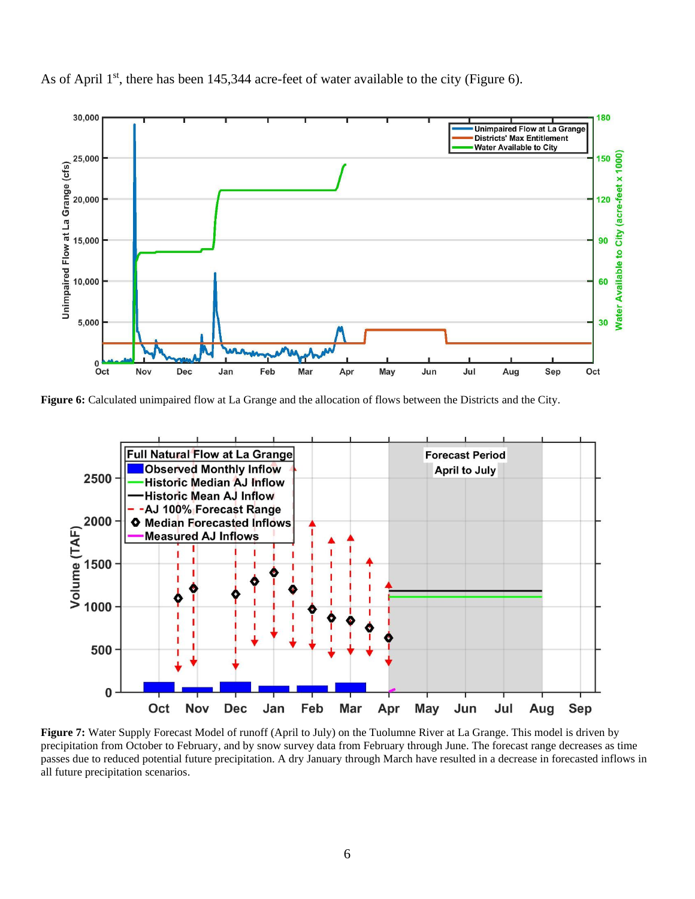As of April 1st, there has been 145,344 acre-feet of water available to the city (Figure 6).

Unimpaired Flow at La Grange
Districts' Max Entitlement
Water Available to City

Unimpaired Flow at La Grange (cfs)
Water Available to City (acre-feet x 1000)

0
5,000
10,000
15,000
20,000
25,000
30,000

30
60
90
120
150
180

Oct Nov Dec Jan Feb Mar Apr May Jun Jul Aug Sep Oct

**Figure 6:** Calculated unimpaired flow at La Grange and the allocation of flows between the Districts and the City.

Full Natural Flow at La Grange
Observed Monthly Inflow
Historic Median AJ Inflow
Historic Mean AJ Inflow
AJ 100% Forecast Range
Median Forecasted Inflows
Measured AJ Inflows

Forecast Period
April to July

Volume (TAF)

0
500
1000
1500
2000
2500

Oct Nov Dec Jan Feb Mar Apr May Jun Jul Aug Sep

**Figure 7:** Water Supply Forecast Model of runoff (April to July) on the Tuolumne River at La Grange. This model is driven by precipitation from October to February, and by snow survey data from February through June. The forecast range decreases as time passes due to reduced potential future precipitation. A dry January through March have resulted in a decrease in forecasted inflows in all future precipitation scenarios.